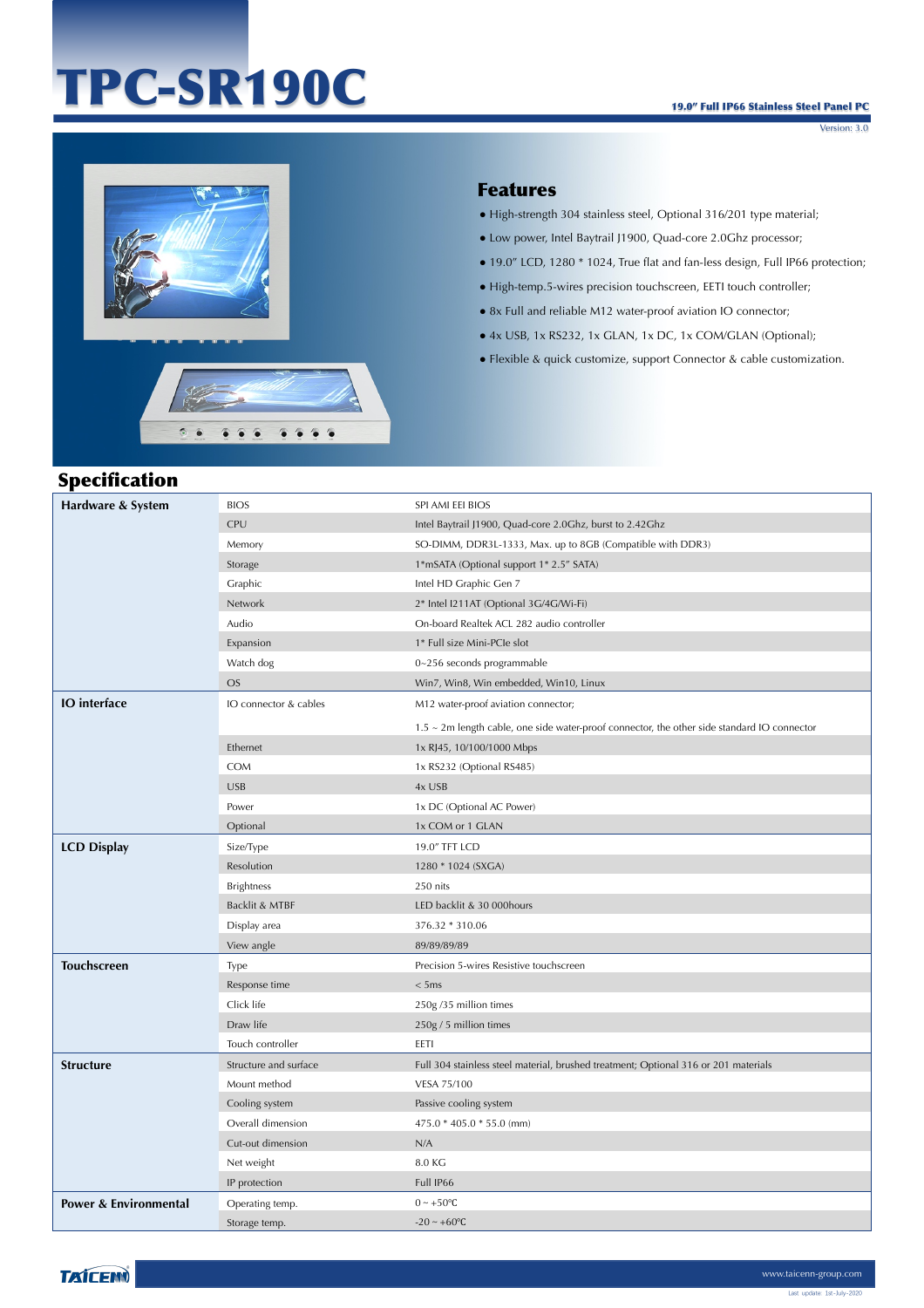# TPC-SR190C

**19.0" Full IP66 Stainless Steel Panel PC**

Version: 3.0

## Features

- High-strength 304 stainless steel, Optional 316/201 type material;
- Low power, Intel Baytrail J1900, Quad-core 2.0Ghz processor;
- 19.0" LCD, 1280 * 1024, True flat and fan-less design, Full IP66 protection;
- High-temp.5-wires precision touchscreen, EETI touch controller;
- 8x Full and reliable M12 water-proof aviation IO connector;
- 4x USB, 1x RS232, 1x GLAN, 1x DC, 1x COM/GLAN (Optional);
- Flexible & quick customize, support Connector & cable customization.

## Specification

| | | |
|---|---|---|
| **Hardware & System** | BIOS | SPI AMI EEI BIOS |
| | CPU | Intel Baytrail J1900, Quad-core 2.0Ghz, burst to 2.42Ghz |
| | Memory | SO-DIMM, DDR3L-1333, Max. up to 8GB (Compatible with DDR3) |
| | Storage | 1*mSATA (Optional support 1* 2.5" SATA) |
| | Graphic | Intel HD Graphic Gen 7 |
| | Network | 2* Intel I211AT (Optional 3G/4G/Wi-Fi) |
| | Audio | On-board Realtek ACL 282 audio controller |
| | Expansion | 1* Full size Mini-PCIe slot |
| | Watch dog | 0~256 seconds programmable |
| | OS | Win7, Win8, Win embedded, Win10, Linux |
| **IO interface** | IO connector & cables | M12 water-proof aviation connector; 1.5 ~ 2m length cable, one side water-proof connector, the other side standard IO connector |
| | Ethernet | 1x RJ45, 10/100/1000 Mbps |
| | COM | 1x RS232 (Optional RS485) |
| | USB | 4x USB |
| | Power | 1x DC (Optional AC Power) |
| | Optional | 1x COM or 1 GLAN |
| **LCD Display** | Size/Type | 19.0" TFT LCD |
| | Resolution | 1280 * 1024 (SXGA) |
| | Brightness | 250 nits |
| | Backlit & MTBF | LED backlit & 30 000hours |
| | Display area | 376.32 * 310.06 |
| | View angle | 89/89/89/89 |
| **Touchscreen** | Type | Precision 5-wires Resistive touchscreen |
| | Response time | < 5ms |
| | Click life | 250g /35 million times |
| | Draw life | 250g / 5 million times |
| | Touch controller | EETI |
| **Structure** | Structure and surface | Full 304 stainless steel material, brushed treatment; Optional 316 or 201 materials |
| | Mount method | VESA 75/100 |
| | Cooling system | Passive cooling system |
| | Overall dimension | 475.0 * 405.0 * 55.0 (mm) |
| | Cut-out dimension | N/A |
| | Net weight | 8.0 KG |
| | IP protection | Full IP66 |
| **Power & Environmental** | Operating temp. | 0 ~ +50℃ |
| | Storage temp. | -20 ~ +60℃ |

www.taicenn-group.com

Last update: 1st-July-2020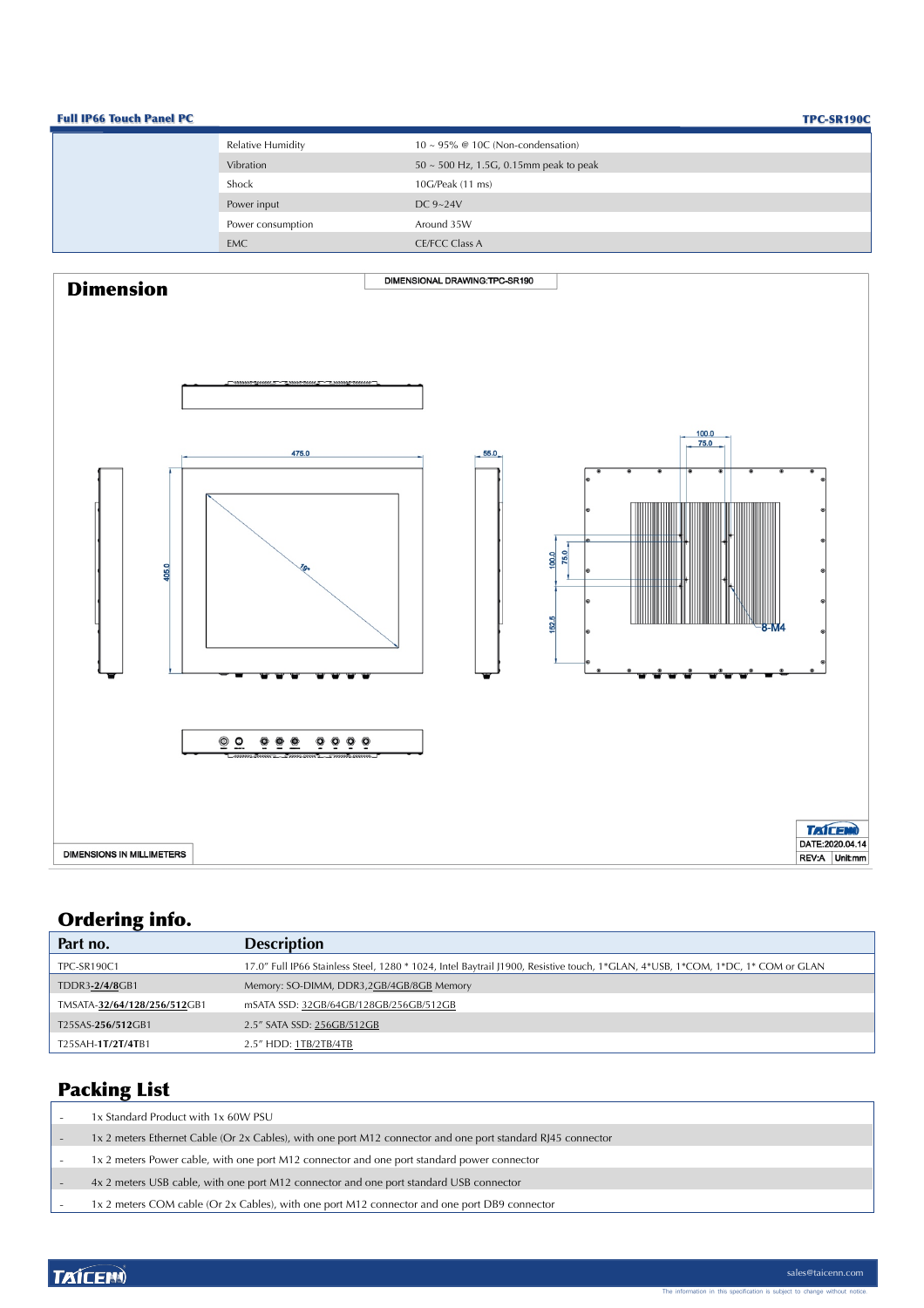| | |
|---|---|
| Relative Humidity | 10 ~ 95% @ 10C (Non-condensation) |
| Vibration | 50 ~ 500 Hz, 1.5G, 0.15mm peak to peak |
| Shock | 10G/Peak (11 ms) |
| Power input | DC 9~24V |
| Power consumption | Around 35W |
| EMC | CE/FCC Class A |

## Dimension

DIMENSIONAL DRAWING:TPC-SR190

475.0

405.0

19"

55.0

100.0

75.0

100.0

75.0

152.5

8-M4

DIMENSIONS IN MILLIMETERS

TAICENN

DATE:2020.04.14

REV:A Unit:mm

## Ordering info.

| Part no. | Description |
|---|---|
| TPC-SR190C1 | 17.0" Full IP66 Stainless Steel, 1280 * 1024, Intel Baytrail J1900, Resistive touch, 1*GLAN, 4*USB, 1*COM, 1*DC, 1* COM or GLAN |
| TDDR3-**2/4/8**GB1 | Memory: SO-DIMM, DDR3,2GB/4GB/8GB Memory |
| TMSATA-**32/64/128/256/512**GB1 | mSATA SSD: 32GB/64GB/128GB/256GB/512GB |
| T25SAS-**256/512**GB1 | 2.5" SATA SSD: 256GB/512GB |
| T25SAH-**1T/2T/4T**B1 | 2.5" HDD: 1TB/2TB/4TB |

## Packing List

- 1x Standard Product with 1x 60W PSU
- 1x 2 meters Ethernet Cable (Or 2x Cables), with one port M12 connector and one port standard RJ45 connector
- 1x 2 meters Power cable, with one port M12 connector and one port standard power connector
- 4x 2 meters USB cable, with one port M12 connector and one port standard USB connector
- 1x 2 meters COM cable (Or 2x Cables), with one port M12 connector and one port DB9 connector